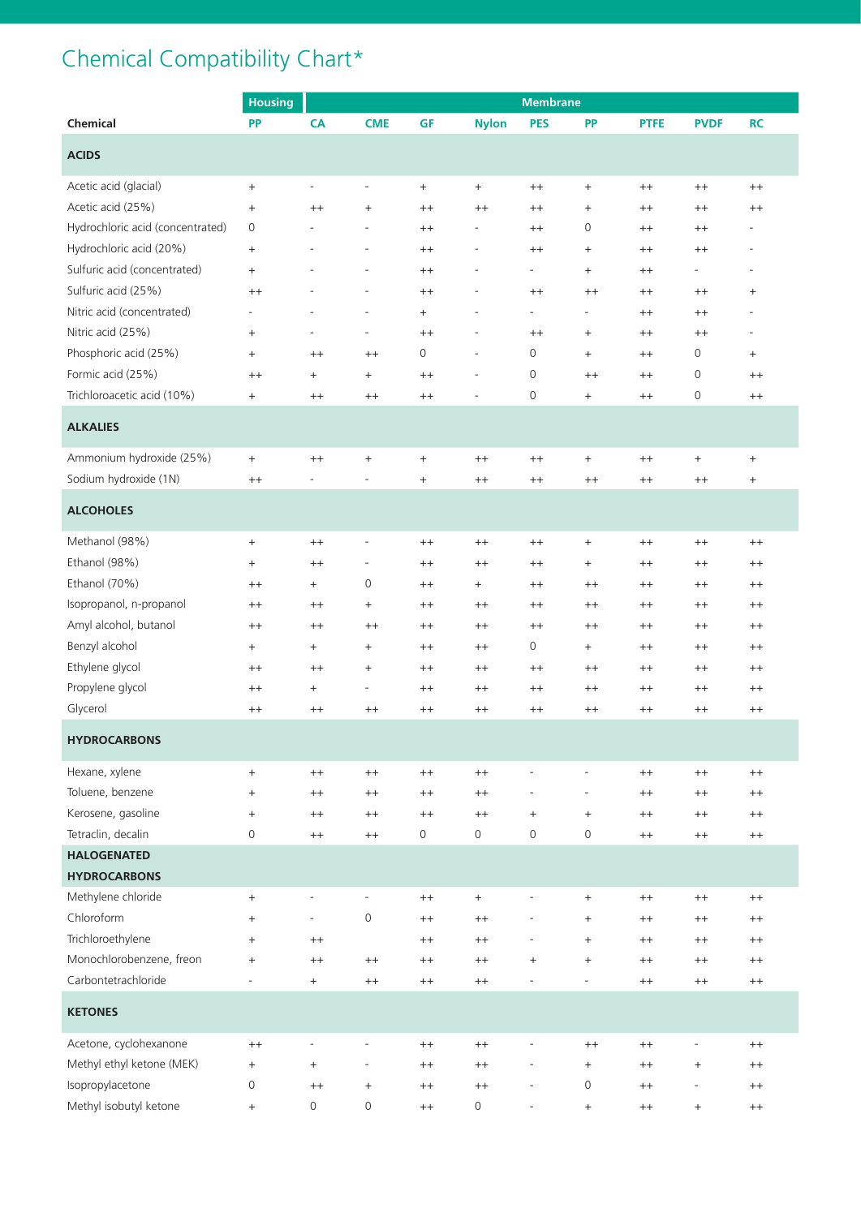# Chemical Compatibility Chart*

| Chemical | Housing | Membrane | | | | | | | | |
|---|---|---|---|---|---|---|---|---|---|---|
| | PP | CA | CME | GF | Nylon | PES | PP | PTFE | PVDF | RC |
| **ACIDS** | | | | | | | | | | |
| Acetic acid (glacial) | + | - | - | + | + | ++ | + | ++ | ++ | ++ |
| Acetic acid (25%) | + | ++ | + | ++ | ++ | ++ | + | ++ | ++ | ++ |
| Hydrochloric acid (concentrated) | 0 | - | - | ++ | - | ++ | 0 | ++ | ++ | - |
| Hydrochloric acid (20%) | + | - | - | ++ | - | ++ | + | ++ | ++ | - |
| Sulfuric acid (concentrated) | + | - | - | ++ | - | - | + | ++ | - | - |
| Sulfuric acid (25%) | ++ | - | - | ++ | - | ++ | ++ | ++ | ++ | + |
| Nitric acid (concentrated) | - | - | - | + | - | - | - | ++ | ++ | - |
| Nitric acid (25%) | + | - | - | ++ | - | ++ | + | ++ | ++ | - |
| Phosphoric acid (25%) | + | ++ | ++ | 0 | - | 0 | + | ++ | 0 | + |
| Formic acid (25%) | ++ | + | + | ++ | - | 0 | ++ | ++ | 0 | ++ |
| Trichloroacetic acid (10%) | + | ++ | ++ | ++ | - | 0 | + | ++ | 0 | ++ |
| **ALKALIES** | | | | | | | | | | |
| Ammonium hydroxide (25%) | + | ++ | + | + | ++ | ++ | + | ++ | + | + |
| Sodium hydroxide (1N) | ++ | - | - | + | ++ | ++ | ++ | ++ | ++ | + |
| **ALCOHOLES** | | | | | | | | | | |
| Methanol (98%) | + | ++ | - | ++ | ++ | ++ | + | ++ | ++ | ++ |
| Ethanol (98%) | + | ++ | - | ++ | ++ | ++ | + | ++ | ++ | ++ |
| Ethanol (70%) | ++ | + | 0 | ++ | + | ++ | ++ | ++ | ++ | ++ |
| Isopropanol, n-propanol | ++ | ++ | + | ++ | ++ | ++ | ++ | ++ | ++ | ++ |
| Amyl alcohol, butanol | ++ | ++ | ++ | ++ | ++ | ++ | ++ | ++ | ++ | ++ |
| Benzyl alcohol | + | + | + | ++ | ++ | 0 | + | ++ | ++ | ++ |
| Ethylene glycol | ++ | ++ | + | ++ | ++ | ++ | ++ | ++ | ++ | ++ |
| Propylene glycol | ++ | + | - | ++ | ++ | ++ | ++ | ++ | ++ | ++ |
| Glycerol | ++ | ++ | ++ | ++ | ++ | ++ | ++ | ++ | ++ | ++ |
| **HYDROCARBONS** | | | | | | | | | | |
| Hexane, xylene | + | ++ | ++ | ++ | ++ | - | - | ++ | ++ | ++ |
| Toluene, benzene | + | ++ | ++ | ++ | ++ | - | - | ++ | ++ | ++ |
| Kerosene, gasoline | + | ++ | ++ | ++ | ++ | + | + | ++ | ++ | ++ |
| Tetraclin, decalin | 0 | ++ | ++ | 0 | 0 | 0 | 0 | ++ | ++ | ++ |
| **HALOGENATED HYDROCARBONS** | | | | | | | | | | |
| Methylene chloride | + | - | - | ++ | + | - | + | ++ | ++ | ++ |
| Chloroform | + | - | 0 | ++ | ++ | - | + | ++ | ++ | ++ |
| Trichloroethylene | + | ++ | | ++ | ++ | - | + | ++ | ++ | ++ |
| Monochlorobenzene, freon | + | ++ | ++ | ++ | ++ | + | + | ++ | ++ | ++ |
| Carbontetrachloride | - | + | ++ | ++ | ++ | - | - | ++ | ++ | ++ |
| **KETONES** | | | | | | | | | | |
| Acetone, cyclohexanone | ++ | - | - | ++ | ++ | - | ++ | ++ | - | ++ |
| Methyl ethyl ketone (MEK) | + | + | - | ++ | ++ | - | + | ++ | + | ++ |
| Isopropylacetone | 0 | ++ | + | ++ | ++ | - | 0 | ++ | - | ++ |
| Methyl isobutyl ketone | + | 0 | 0 | ++ | 0 | - | + | ++ | + | ++ |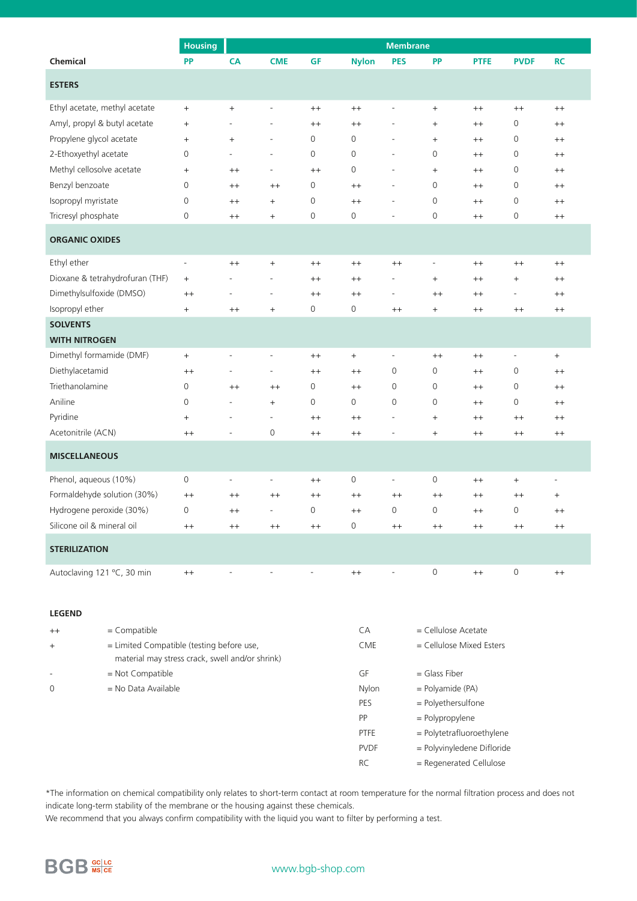| Chemical | Housing | Membrane | | | | | | | | |
|---|---|---|---|---|---|---|---|---|---|---|
| | PP | CA | CME | GF | Nylon | PES | PP | PTFE | PVDF | RC |
| **ESTERS** | | | | | | | | | | |
| Ethyl acetate, methyl acetate | + | + | - | ++ | ++ | - | + | ++ | ++ | ++ |
| Amyl, propyl & butyl acetate | + | - | - | ++ | ++ | - | + | ++ | 0 | ++ |
| Propylene glycol acetate | + | + | - | 0 | 0 | - | + | ++ | 0 | ++ |
| 2-Ethoxyethyl acetate | 0 | - | - | 0 | 0 | - | 0 | ++ | 0 | ++ |
| Methyl cellosolve acetate | + | ++ | - | ++ | 0 | - | + | ++ | 0 | ++ |
| Benzyl benzoate | 0 | ++ | ++ | 0 | ++ | - | 0 | ++ | 0 | ++ |
| Isopropyl myristate | 0 | ++ | + | 0 | ++ | - | 0 | ++ | 0 | ++ |
| Tricresyl phosphate | 0 | ++ | + | 0 | 0 | - | 0 | ++ | 0 | ++ |
| **ORGANIC OXIDES** | | | | | | | | | | |
| Ethyl ether | - | ++ | + | ++ | ++ | ++ | - | ++ | ++ | ++ |
| Dioxane & tetrahydrofuran (THF) | + | - | - | ++ | ++ | - | + | ++ | + | ++ |
| Dimethylsulfoxide (DMSO) | ++ | - | - | ++ | ++ | - | ++ | ++ | - | ++ |
| Isopropyl ether | + | ++ | + | 0 | 0 | ++ | + | ++ | ++ | ++ |
| **SOLVENTS WITH NITROGEN** | | | | | | | | | | |
| Dimethyl formamide (DMF) | + | - | - | ++ | + | - | ++ | ++ | - | + |
| Diethylacetamid | ++ | - | - | ++ | ++ | 0 | 0 | ++ | 0 | ++ |
| Triethanolamine | 0 | ++ | ++ | 0 | ++ | 0 | 0 | ++ | 0 | ++ |
| Aniline | 0 | - | + | 0 | 0 | 0 | 0 | ++ | 0 | ++ |
| Pyridine | + | - | - | ++ | ++ | - | + | ++ | ++ | ++ |
| Acetonitrile (ACN) | ++ | - | 0 | ++ | ++ | - | + | ++ | ++ | ++ |
| **MISCELLANEOUS** | | | | | | | | | | |
| Phenol, aqueous (10%) | 0 | - | - | ++ | 0 | - | 0 | ++ | + | - |
| Formaldehyde solution (30%) | ++ | ++ | ++ | ++ | ++ | ++ | ++ | ++ | ++ | + |
| Hydrogene peroxide (30%) | 0 | ++ | - | 0 | ++ | 0 | 0 | ++ | 0 | ++ |
| Silicone oil & mineral oil | ++ | ++ | ++ | ++ | 0 | ++ | ++ | ++ | ++ | ++ |
| **STERILIZATION** | | | | | | | | | | |
| Autoclaving 121 °C, 30 min | ++ | - | - | - | ++ | - | 0 | ++ | 0 | ++ |

**LEGEND**

++ = Compatible

+ = Limited Compatible (testing before use, material may stress crack, swell and/or shrink)

- = Not Compatible

0 = No Data Available

CA = Cellulose Acetate

CME = Cellulose Mixed Esters

GF = Glass Fiber

Nylon = Polyamide (PA)

PES = Polyethersulfone

PP = Polypropylene

PTFE = Polytetrafluoroethylene

PVDF = Polyvinyledene Difloride

RC = Regenerated Cellulose

*The information on chemical compatibility only relates to short-term contact at room temperature for the normal filtration process and does not indicate long-term stability of the membrane or the housing against these chemicals.
We recommend that you always confirm compatibility with the liquid you want to filter by performing a test.

BGB GC LC MS CE

www.bgb-shop.com